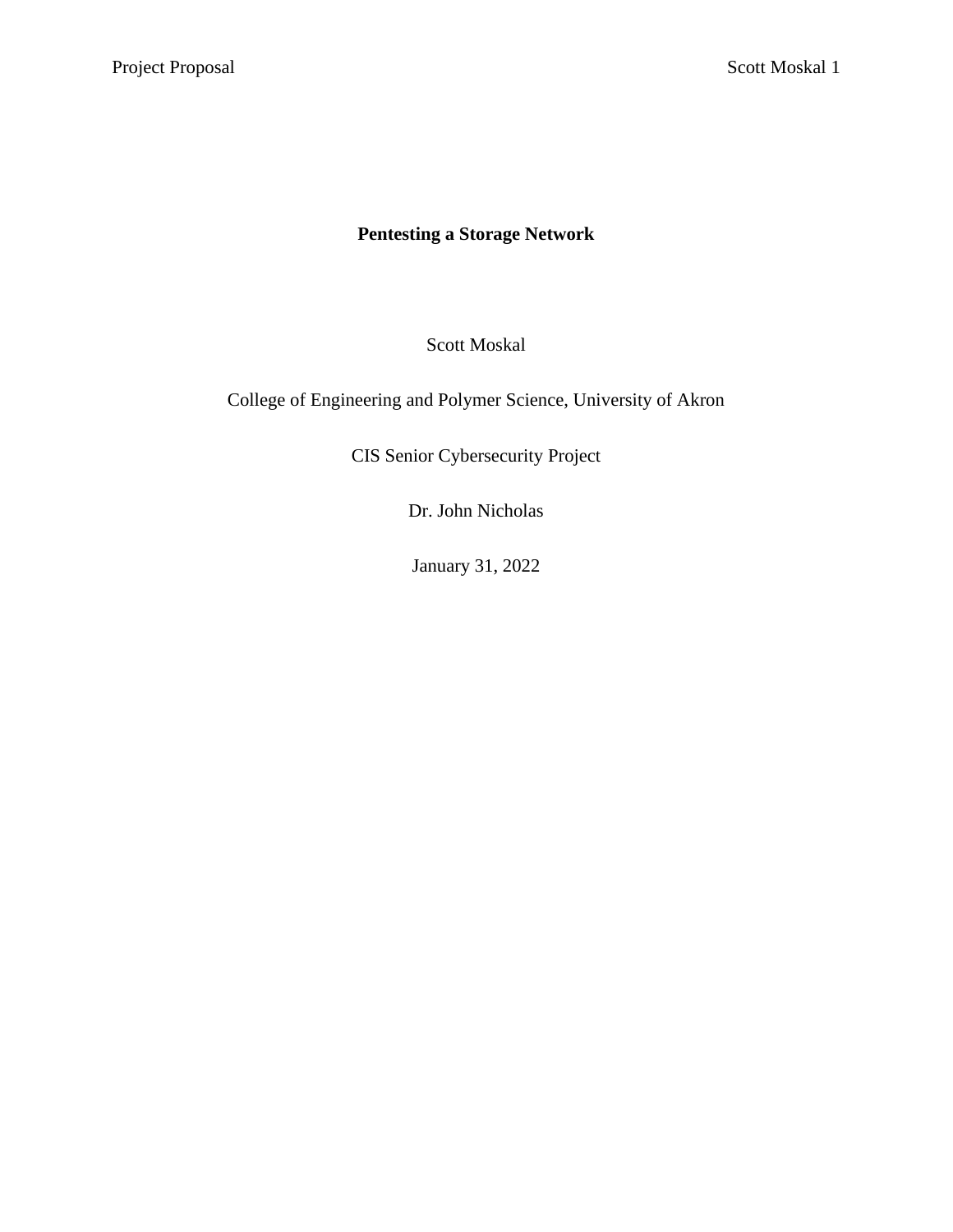**Pentesting a Storage Network**

Scott Moskal

College of Engineering and Polymer Science, University of Akron

CIS Senior Cybersecurity Project

Dr. John Nicholas

January 31, 2022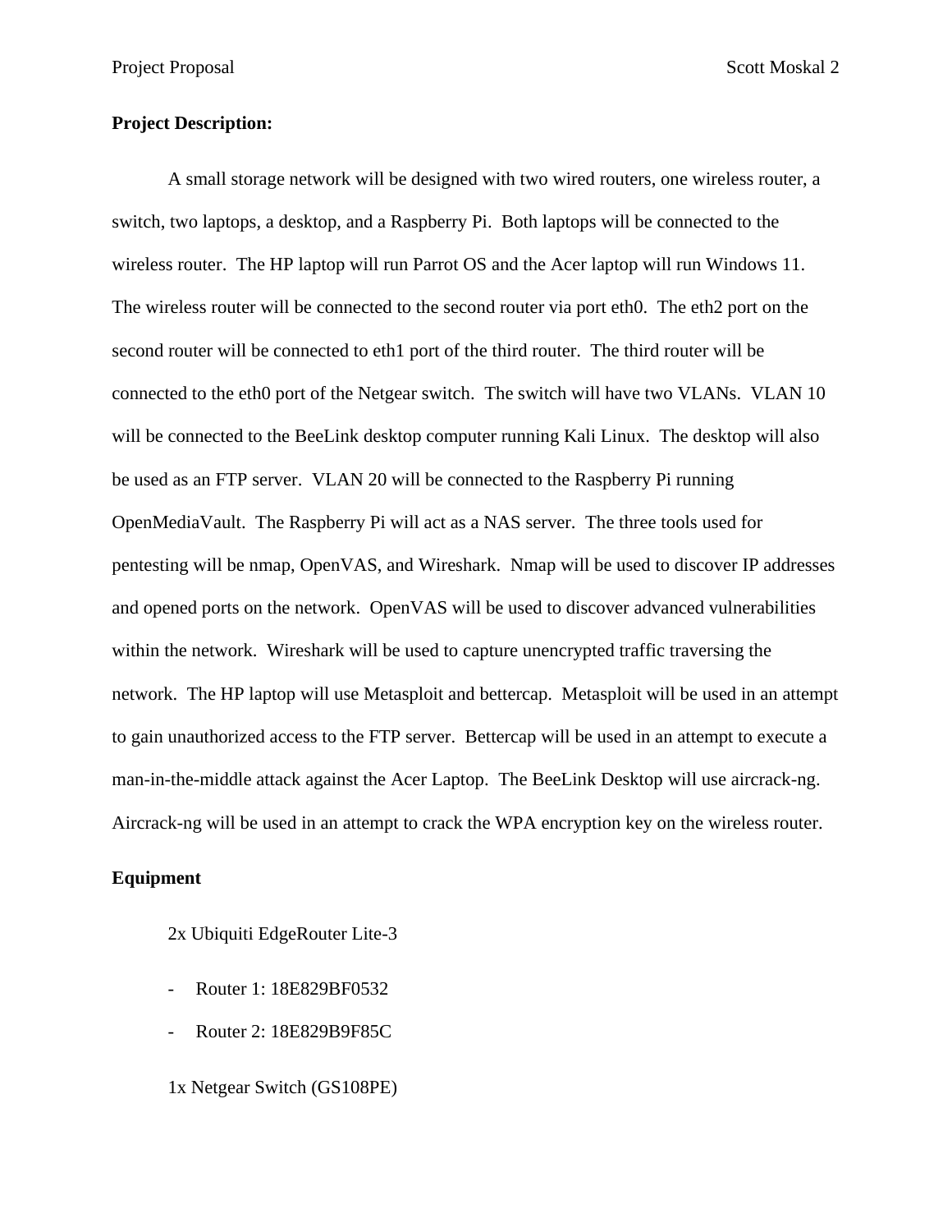**Project Description:**

A small storage network will be designed with two wired routers, one wireless router, a switch, two laptops, a desktop, and a Raspberry Pi. Both laptops will be connected to the wireless router. The HP laptop will run Parrot OS and the Acer laptop will run Windows 11. The wireless router will be connected to the second router via port eth0. The eth2 port on the second router will be connected to eth1 port of the third router. The third router will be connected to the eth0 port of the Netgear switch. The switch will have two VLANs. VLAN 10 will be connected to the BeeLink desktop computer running Kali Linux. The desktop will also be used as an FTP server. VLAN 20 will be connected to the Raspberry Pi running OpenMediaVault. The Raspberry Pi will act as a NAS server. The three tools used for pentesting will be nmap, OpenVAS, and Wireshark. Nmap will be used to discover IP addresses and opened ports on the network. OpenVAS will be used to discover advanced vulnerabilities within the network. Wireshark will be used to capture unencrypted traffic traversing the network. The HP laptop will use Metasploit and bettercap. Metasploit will be used in an attempt to gain unauthorized access to the FTP server. Bettercap will be used in an attempt to execute a man-in-the-middle attack against the Acer Laptop. The BeeLink Desktop will use aircrack-ng. Aircrack-ng will be used in an attempt to crack the WPA encryption key on the wireless router.

**Equipment**

2x Ubiquiti EdgeRouter Lite-3

- Router 1: 18E829BF0532
- Router 2: 18E829B9F85C

1x Netgear Switch (GS108PE)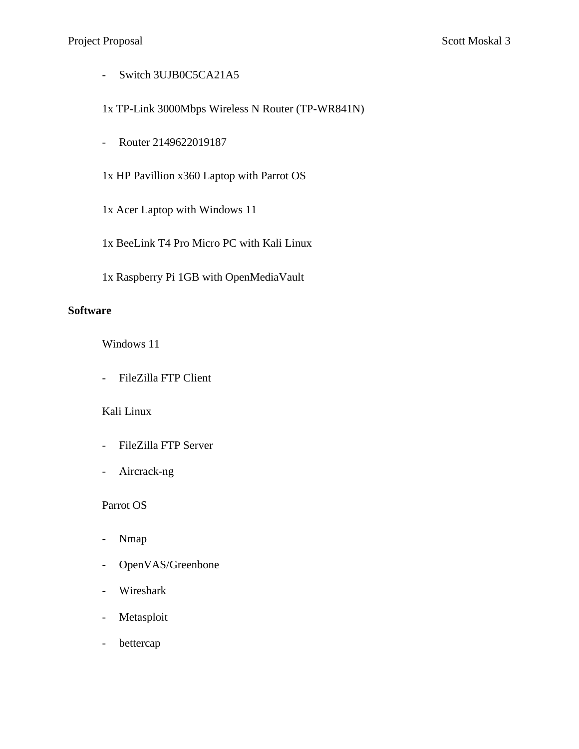- Switch 3UJB0C5CA21A5

1x TP-Link 3000Mbps Wireless N Router (TP-WR841N)

- Router 2149622019187

1x HP Pavillion x360 Laptop with Parrot OS

1x Acer Laptop with Windows 11

1x BeeLink T4 Pro Micro PC with Kali Linux

1x Raspberry Pi 1GB with OpenMediaVault

**Software**

Windows 11

- FileZilla FTP Client

Kali Linux

- FileZilla FTP Server
- Aircrack-ng

Parrot OS

- Nmap
- OpenVAS/Greenbone
- Wireshark
- Metasploit
- bettercap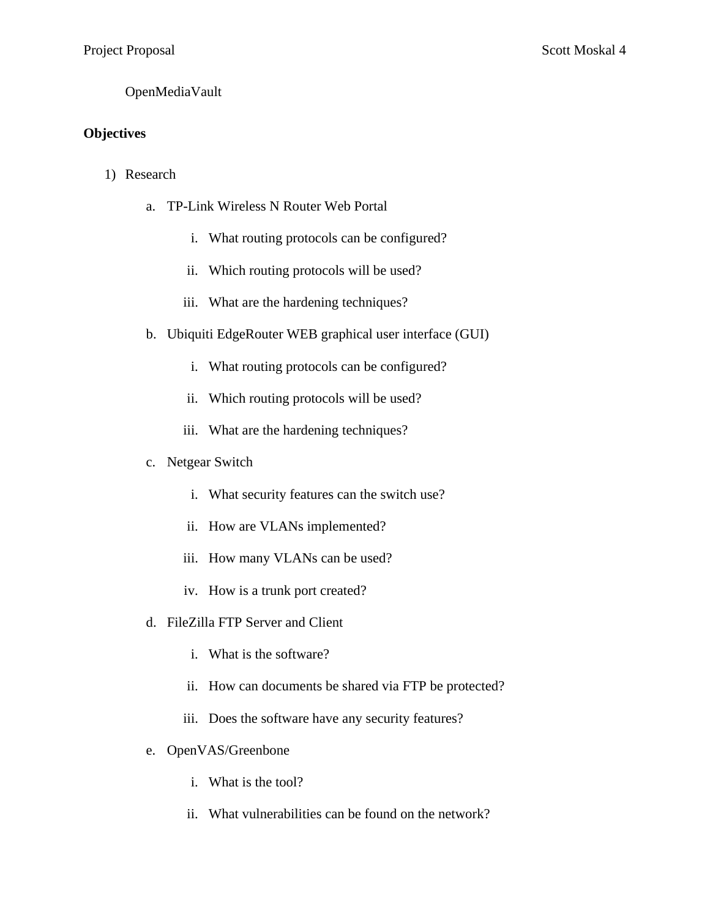OpenMediaVault

**Objectives**

1) Research
    a. TP-Link Wireless N Router Web Portal
        i. What routing protocols can be configured?
        ii. Which routing protocols will be used?
        iii. What are the hardening techniques?
    b. Ubiquiti EdgeRouter WEB graphical user interface (GUI)
        i. What routing protocols can be configured?
        ii. Which routing protocols will be used?
        iii. What are the hardening techniques?
    c. Netgear Switch
        i. What security features can the switch use?
        ii. How are VLANs implemented?
        iii. How many VLANs can be used?
        iv. How is a trunk port created?
    d. FileZilla FTP Server and Client
        i. What is the software?
        ii. How can documents be shared via FTP be protected?
        iii. Does the software have any security features?
    e. OpenVAS/Greenbone
        i. What is the tool?
        ii. What vulnerabilities can be found on the network?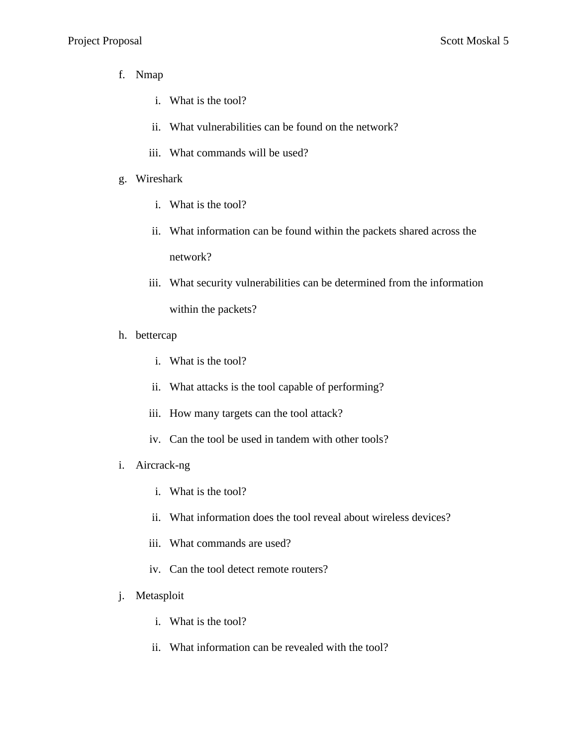f. Nmap
    i. What is the tool?
    ii. What vulnerabilities can be found on the network?
    iii. What commands will be used?
g. Wireshark
    i. What is the tool?
    ii. What information can be found within the packets shared across the network?
    iii. What security vulnerabilities can be determined from the information within the packets?
h. bettercap
    i. What is the tool?
    ii. What attacks is the tool capable of performing?
    iii. How many targets can the tool attack?
    iv. Can the tool be used in tandem with other tools?
i. Aircrack-ng
    i. What is the tool?
    ii. What information does the tool reveal about wireless devices?
    iii. What commands are used?
    iv. Can the tool detect remote routers?
j. Metasploit
    i. What is the tool?
    ii. What information can be revealed with the tool?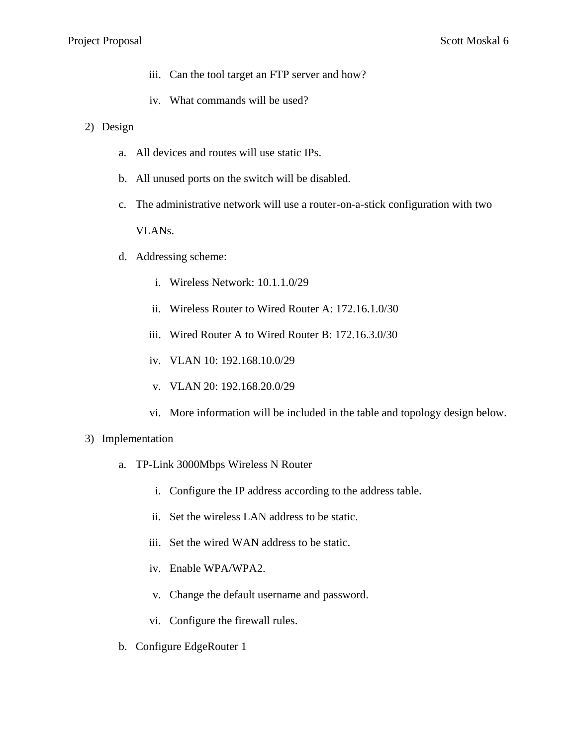iii. Can the tool target an FTP server and how?

iv. What commands will be used?

2) Design

   a. All devices and routes will use static IPs.

   b. All unused ports on the switch will be disabled.

   c. The administrative network will use a router-on-a-stick configuration with two VLANs.

   d. Addressing scheme:

      i. Wireless Network: 10.1.1.0/29

      ii. Wireless Router to Wired Router A: 172.16.1.0/30

      iii. Wired Router A to Wired Router B: 172.16.3.0/30

      iv. VLAN 10: 192.168.10.0/29

      v. VLAN 20: 192.168.20.0/29

      vi. More information will be included in the table and topology design below.

3) Implementation

   a. TP-Link 3000Mbps Wireless N Router

      i. Configure the IP address according to the address table.

      ii. Set the wireless LAN address to be static.

      iii. Set the wired WAN address to be static.

      iv. Enable WPA/WPA2.

      v. Change the default username and password.

      vi. Configure the firewall rules.

   b. Configure EdgeRouter 1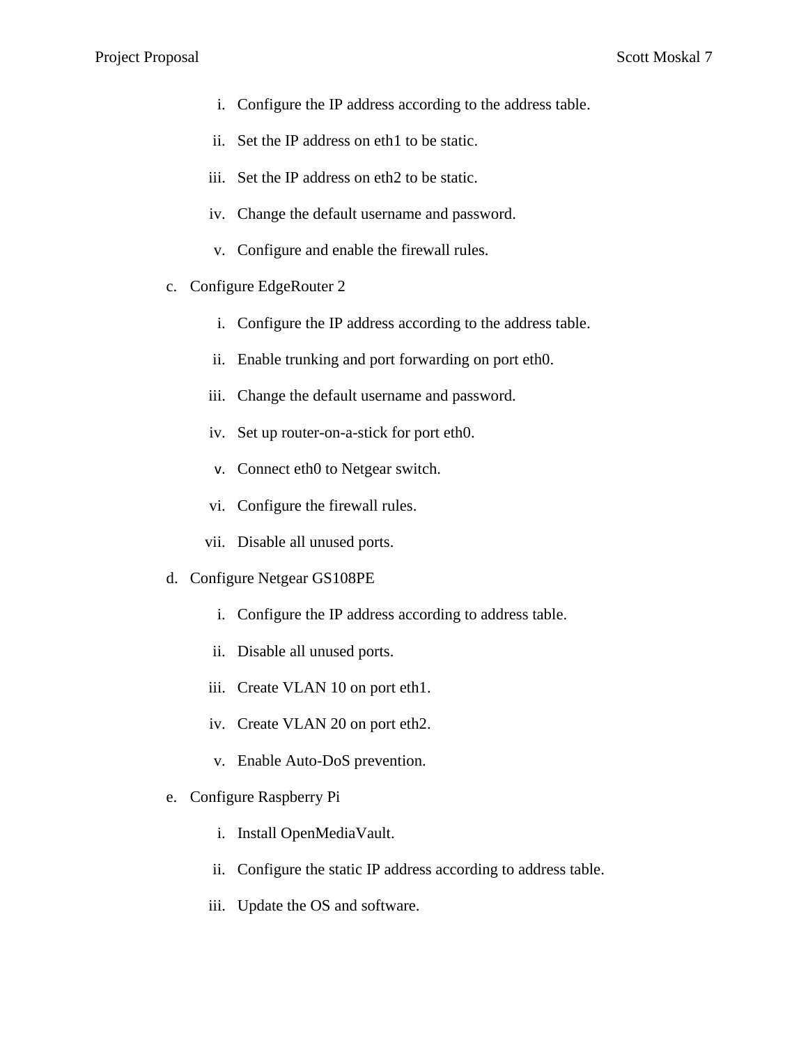i. Configure the IP address according to the address table.
   ii. Set the IP address on eth1 to be static.
   iii. Set the IP address on eth2 to be static.
   iv. Change the default username and password.
   v. Configure and enable the firewall rules.

c. Configure EdgeRouter 2
   i. Configure the IP address according to the address table.
   ii. Enable trunking and port forwarding on port eth0.
   iii. Change the default username and password.
   iv. Set up router-on-a-stick for port eth0.
   v. Connect eth0 to Netgear switch.
   vi. Configure the firewall rules.
   vii. Disable all unused ports.

d. Configure Netgear GS108PE
   i. Configure the IP address according to address table.
   ii. Disable all unused ports.
   iii. Create VLAN 10 on port eth1.
   iv. Create VLAN 20 on port eth2.
   v. Enable Auto-DoS prevention.

e. Configure Raspberry Pi
   i. Install OpenMediaVault.
   ii. Configure the static IP address according to address table.
   iii. Update the OS and software.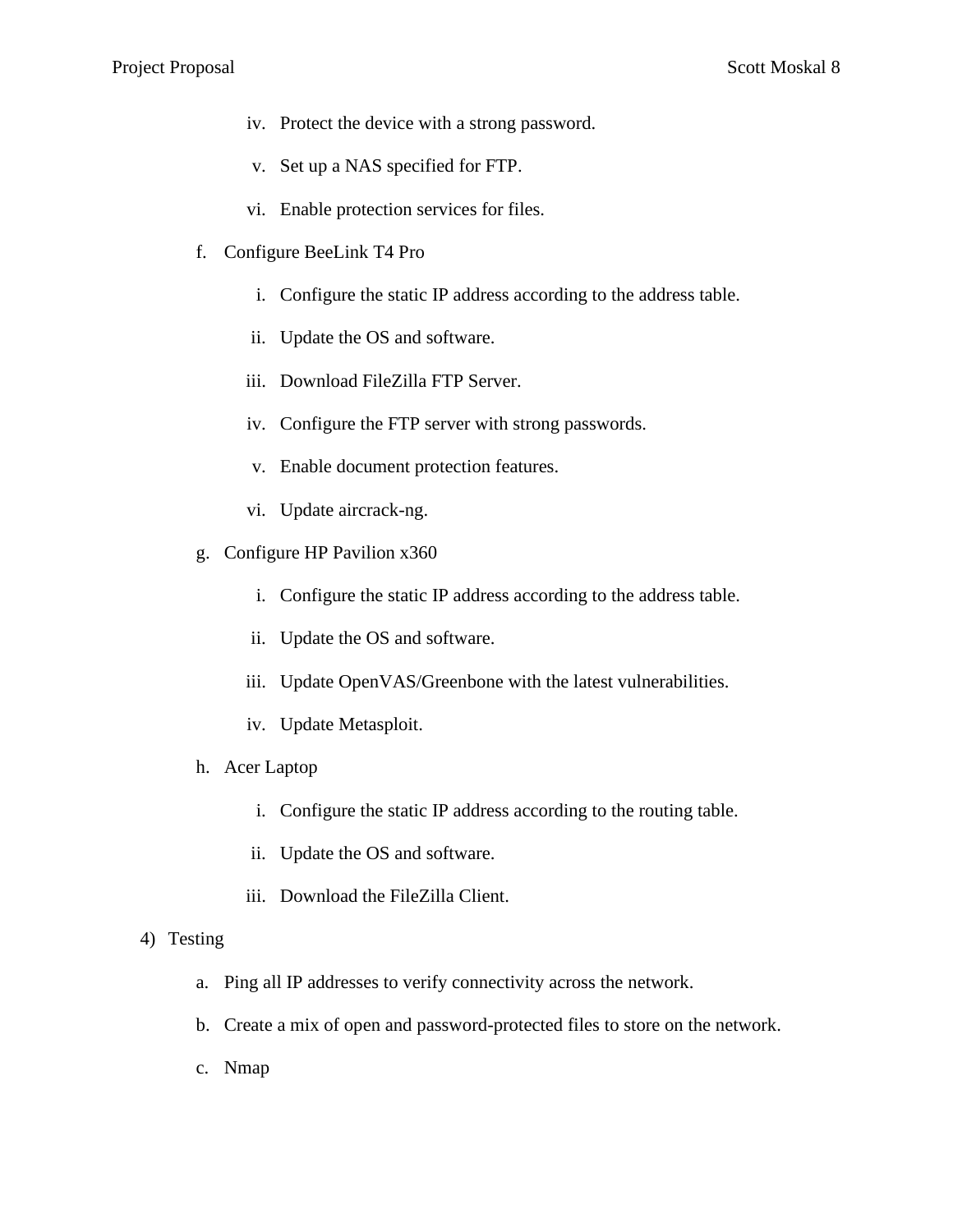iv. Protect the device with a strong password.

    v. Set up a NAS specified for FTP.

    vi. Enable protection services for files.

  f. Configure BeeLink T4 Pro

    i. Configure the static IP address according to the address table.

    ii. Update the OS and software.

    iii. Download FileZilla FTP Server.

    iv. Configure the FTP server with strong passwords.

    v. Enable document protection features.

    vi. Update aircrack-ng.

  g. Configure HP Pavilion x360

    i. Configure the static IP address according to the address table.

    ii. Update the OS and software.

    iii. Update OpenVAS/Greenbone with the latest vulnerabilities.

    iv. Update Metasploit.

  h. Acer Laptop

    i. Configure the static IP address according to the routing table.

    ii. Update the OS and software.

    iii. Download the FileZilla Client.

4) Testing

  a. Ping all IP addresses to verify connectivity across the network.

  b. Create a mix of open and password-protected files to store on the network.

  c. Nmap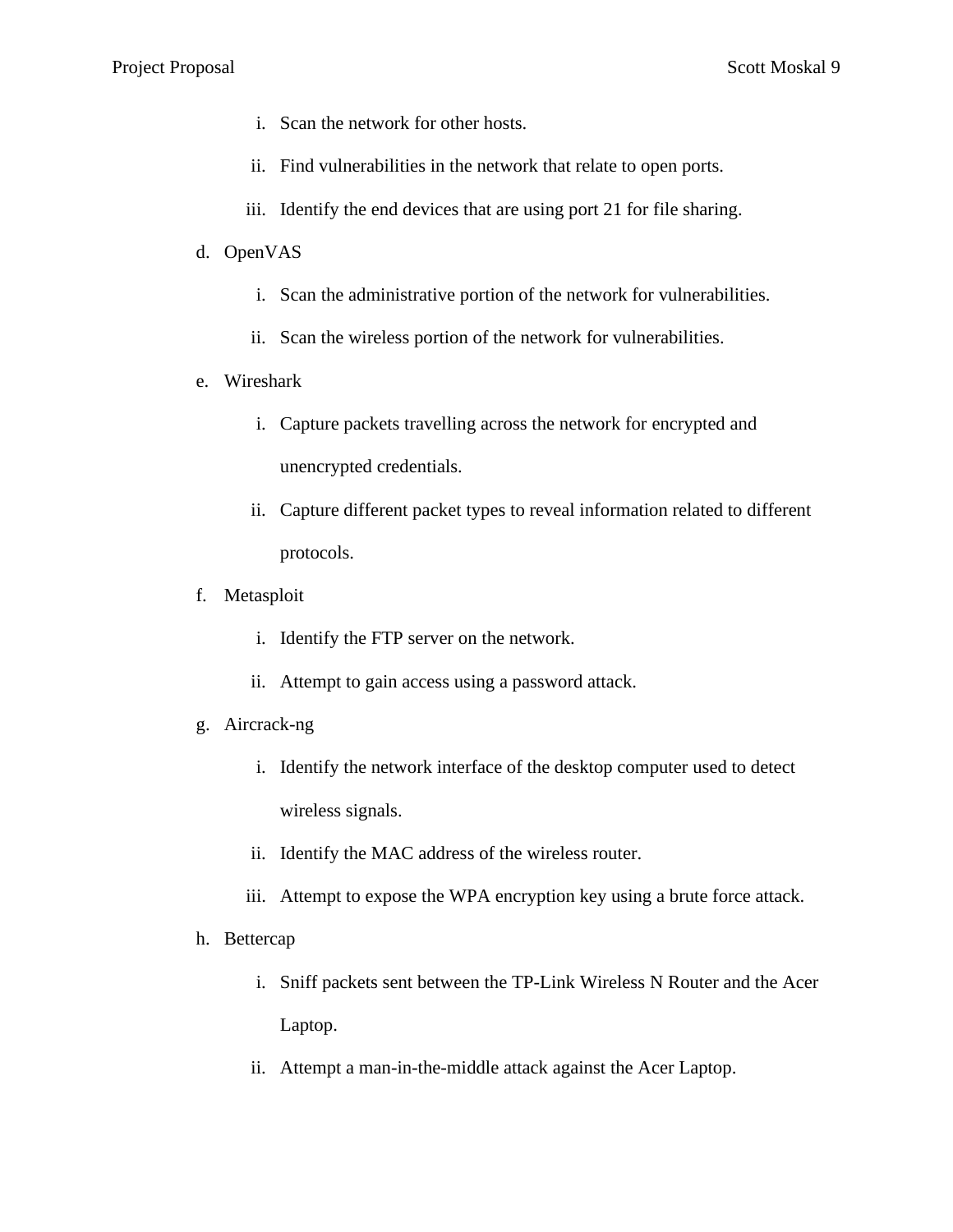i. Scan the network for other hosts.
   ii. Find vulnerabilities in the network that relate to open ports.
   iii. Identify the end devices that are using port 21 for file sharing.

d. OpenVAS
   i. Scan the administrative portion of the network for vulnerabilities.
   ii. Scan the wireless portion of the network for vulnerabilities.

e. Wireshark
   i. Capture packets travelling across the network for encrypted and unencrypted credentials.
   ii. Capture different packet types to reveal information related to different protocols.

f. Metasploit
   i. Identify the FTP server on the network.
   ii. Attempt to gain access using a password attack.

g. Aircrack-ng
   i. Identify the network interface of the desktop computer used to detect wireless signals.
   ii. Identify the MAC address of the wireless router.
   iii. Attempt to expose the WPA encryption key using a brute force attack.

h. Bettercap
   i. Sniff packets sent between the TP-Link Wireless N Router and the Acer Laptop.
   ii. Attempt a man-in-the-middle attack against the Acer Laptop.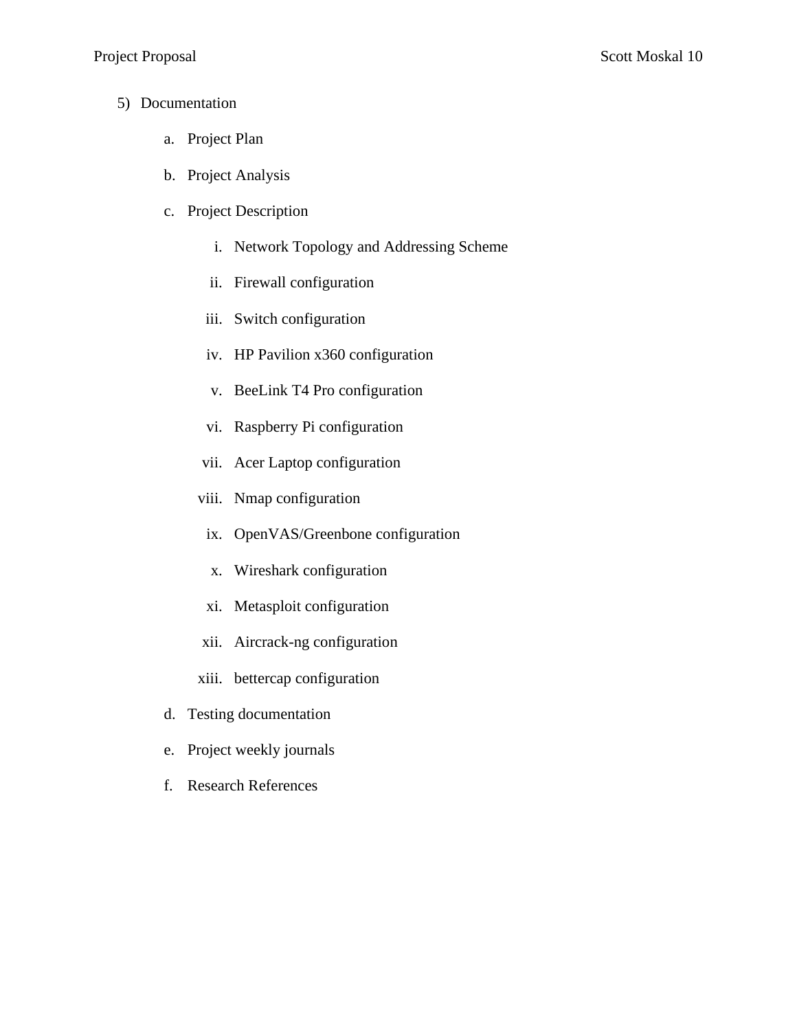5) Documentation

   a. Project Plan

   b. Project Analysis

   c. Project Description

      i. Network Topology and Addressing Scheme

      ii. Firewall configuration

      iii. Switch configuration

      iv. HP Pavilion x360 configuration

      v. BeeLink T4 Pro configuration

      vi. Raspberry Pi configuration

      vii. Acer Laptop configuration

      viii. Nmap configuration

      ix. OpenVAS/Greenbone configuration

      x. Wireshark configuration

      xi. Metasploit configuration

      xii. Aircrack-ng configuration

      xiii. bettercap configuration

   d. Testing documentation

   e. Project weekly journals

   f. Research References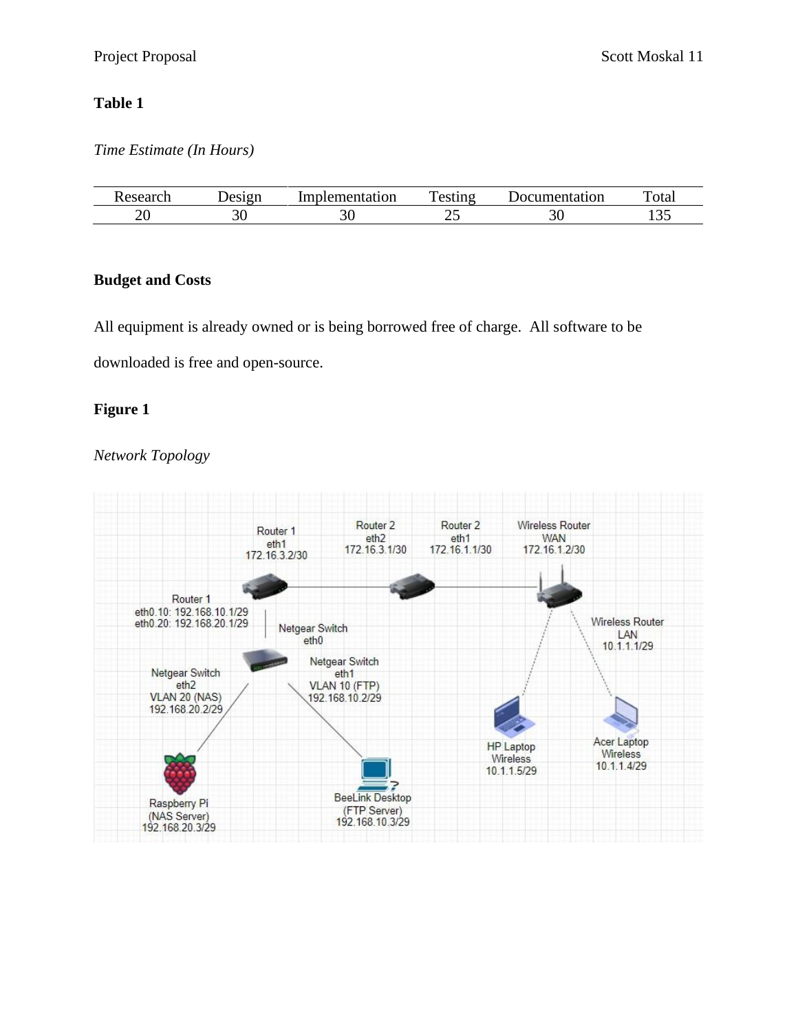**Table 1**

*Time Estimate (In Hours)*

| Research | Design | Implementation | Testing | Documentation | Total |
|---|---|---|---|---|---|
| 20 | 30 | 30 | 25 | 30 | 135 |

**Budget and Costs**

All equipment is already owned or is being borrowed free of charge. All software to be downloaded is free and open-source.

**Figure 1**

*Network Topology*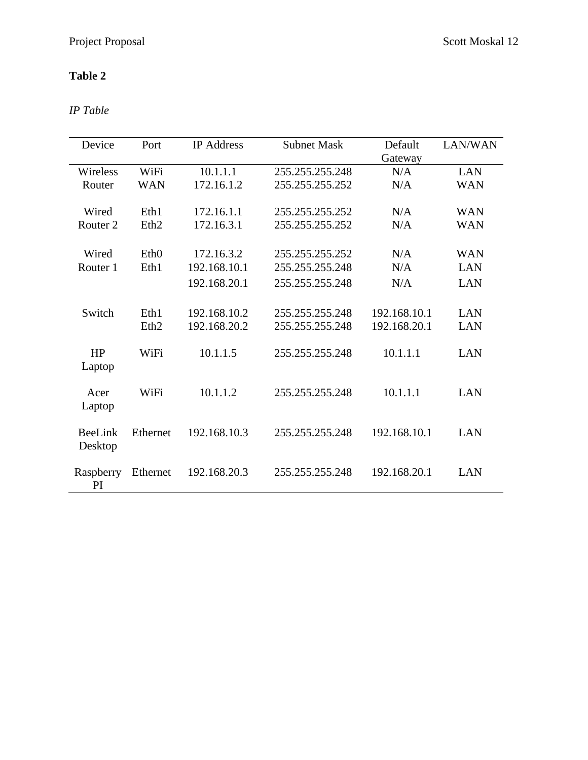**Table 2**

*IP Table*

| Device | Port | IP Address | Subnet Mask | Default Gateway | LAN/WAN |
|---|---|---|---|---|---|
| Wireless Router | WiFi | 10.1.1.1 | 255.255.255.248 | N/A | LAN |
| | WAN | 172.16.1.2 | 255.255.255.252 | N/A | WAN |
| Wired Router 2 | Eth1 | 172.16.1.1 | 255.255.255.252 | N/A | WAN |
| | Eth2 | 172.16.3.1 | 255.255.255.252 | N/A | WAN |
| Wired Router 1 | Eth0 | 172.16.3.2 | 255.255.255.252 | N/A | WAN |
| | Eth1 | 192.168.10.1 | 255.255.255.248 | N/A | LAN |
| | | 192.168.20.1 | 255.255.255.248 | N/A | LAN |
| Switch | Eth1 | 192.168.10.2 | 255.255.255.248 | 192.168.10.1 | LAN |
| | Eth2 | 192.168.20.2 | 255.255.255.248 | 192.168.20.1 | LAN |
| HP Laptop | WiFi | 10.1.1.5 | 255.255.255.248 | 10.1.1.1 | LAN |
| Acer Laptop | WiFi | 10.1.1.2 | 255.255.255.248 | 10.1.1.1 | LAN |
| BeeLink Desktop | Ethernet | 192.168.10.3 | 255.255.255.248 | 192.168.10.1 | LAN |
| Raspberry PI | Ethernet | 192.168.20.3 | 255.255.255.248 | 192.168.20.1 | LAN |